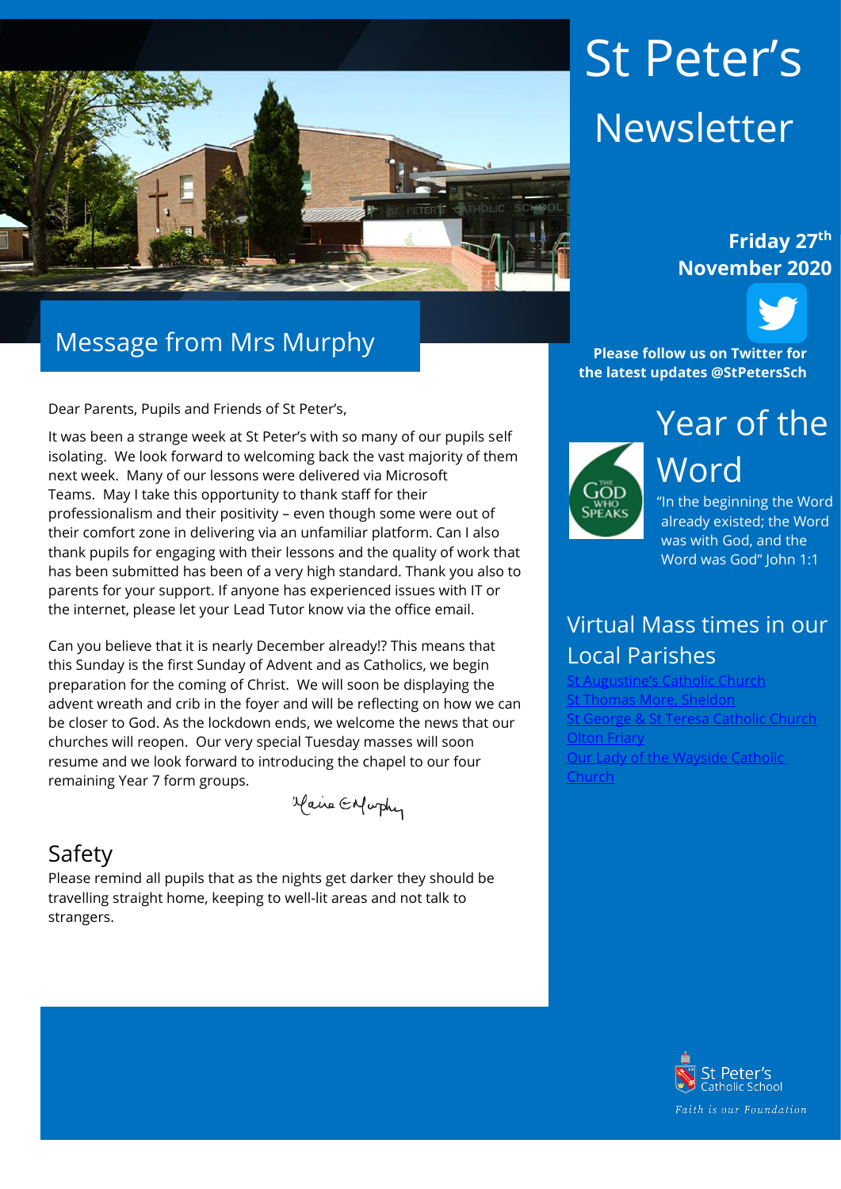# St Peter's Newsletter

**Friday 27th November 2020**

**Please follow us on Twitter for the latest updates @StPetersSch**

## Message from Mrs Murphy

Dear Parents, Pupils and Friends of St Peter's,

It was been a strange week at St Peter's with so many of our pupils self isolating. We look forward to welcoming back the vast majority of them next week. Many of our lessons were delivered via Microsoft Teams. May I take this opportunity to thank staff for their professionalism and their positivity – even though some were out of their comfort zone in delivering via an unfamiliar platform. Can I also thank pupils for engaging with their lessons and the quality of work that has been submitted has been of a very high standard. Thank you also to parents for your support. If anyone has experienced issues with IT or the internet, please let your Lead Tutor know via the office email.

Can you believe that it is nearly December already!? This means that this Sunday is the first Sunday of Advent and as Catholics, we begin preparation for the coming of Christ. We will soon be displaying the advent wreath and crib in the foyer and will be reflecting on how we can be closer to God. As the lockdown ends, we welcome the news that our churches will reopen. Our very special Tuesday masses will soon resume and we look forward to introducing the chapel to our four remaining Year 7 form groups.

Maire E Murphy

## Safety

Please remind all pupils that as the nights get darker they should be travelling straight home, keeping to well-lit areas and not talk to strangers.

## Year of the Word

The God Who Speaks

"In the beginning the Word already existed; the Word was with God, and the Word was God" John 1:1

## Virtual Mass times in our Local Parishes

- St Augustine's Catholic Church
- St Thomas More, Sheldon
- St George & St Teresa Catholic Church
- Olton Friary
- Our Lady of the Wayside Catholic Church

St Peter's Catholic School

*Faith is our Foundation*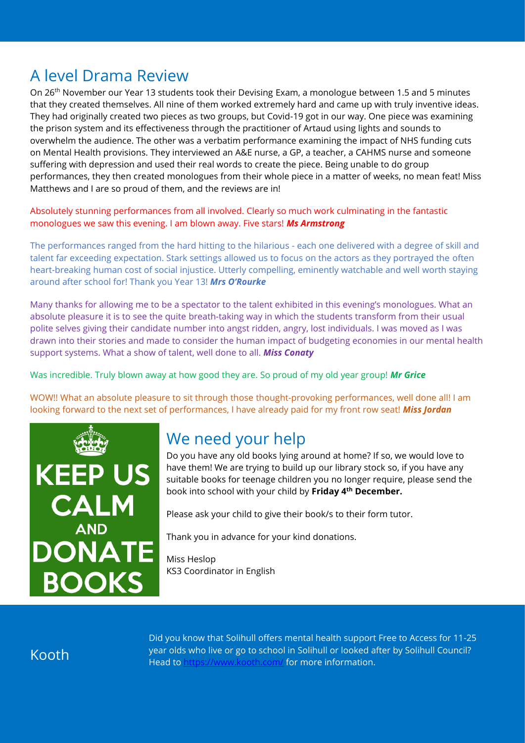## A level Drama Review

On 26th November our Year 13 students took their Devising Exam, a monologue between 1.5 and 5 minutes that they created themselves. All nine of them worked extremely hard and came up with truly inventive ideas. They had originally created two pieces as two groups, but Covid-19 got in our way. One piece was examining the prison system and its effectiveness through the practitioner of Artaud using lights and sounds to overwhelm the audience. The other was a verbatim performance examining the impact of NHS funding cuts on Mental Health provisions. They interviewed an A&E nurse, a GP, a teacher, a CAHMS nurse and someone suffering with depression and used their real words to create the piece. Being unable to do group performances, they then created monologues from their whole piece in a matter of weeks, no mean feat! Miss Matthews and I are so proud of them, and the reviews are in!

Absolutely stunning performances from all involved. Clearly so much work culminating in the fantastic monologues we saw this evening. I am blown away. Five stars! ***Ms Armstrong***

The performances ranged from the hard hitting to the hilarious - each one delivered with a degree of skill and talent far exceeding expectation. Stark settings allowed us to focus on the actors as they portrayed the often heart-breaking human cost of social injustice. Utterly compelling, eminently watchable and well worth staying around after school for! Thank you Year 13! ***Mrs O'Rourke***

Many thanks for allowing me to be a spectator to the talent exhibited in this evening's monologues. What an absolute pleasure it is to see the quite breath-taking way in which the students transform from their usual polite selves giving their candidate number into angst ridden, angry, lost individuals. I was moved as I was drawn into their stories and made to consider the human impact of budgeting economies in our mental health support systems. What a show of talent, well done to all. ***Miss Conaty***

Was incredible. Truly blown away at how good they are. So proud of my old year group! ***Mr Grice***

WOW!! What an absolute pleasure to sit through those thought-provoking performances, well done all! I am looking forward to the next set of performances, I have already paid for my front row seat! ***Miss Jordan***

KEEP US CALM AND DONATE BOOKS

## We need your help

Do you have any old books lying around at home? If so, we would love to have them! We are trying to build up our library stock so, if you have any suitable books for teenage children you no longer require, please send the book into school with your child by **Friday 4th December.**

Please ask your child to give their book/s to their form tutor.

Thank you in advance for your kind donations.

Miss Heslop
KS3 Coordinator in English

## Kooth

Did you know that Solihull offers mental health support Free to Access for 11-25 year olds who live or go to school in Solihull or looked after by Solihull Council? Head to https://www.kooth.com/ for more information.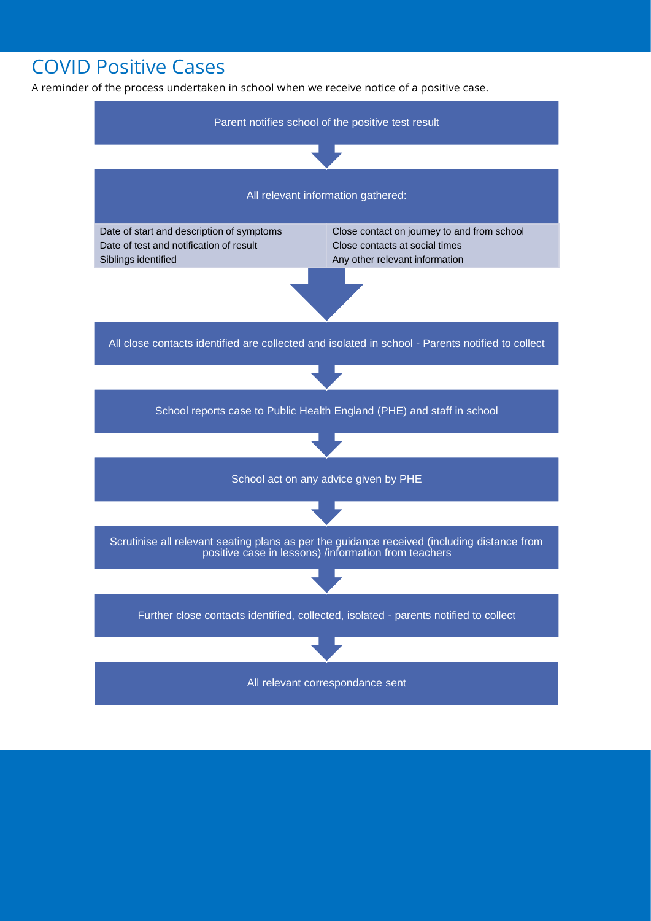# COVID Positive Cases

A reminder of the process undertaken in school when we receive notice of a positive case.

1. Parent notifies school of the positive test result
2. All relevant information gathered:
   - Date of start and description of symptoms
   - Date of test and notification of result
   - Siblings identified
   - Close contact on journey to and from school
   - Close contacts at social times
   - Any other relevant information
3. All close contacts identified are collected and isolated in school - Parents notified to collect
4. School reports case to Public Health England (PHE) and staff in school
5. School act on any advice given by PHE
6. Scrutinise all relevant seating plans as per the guidance received (including distance from positive case in lessons) /information from teachers
7. Further close contacts identified, collected, isolated - parents notified to collect
8. All relevant correspondance sent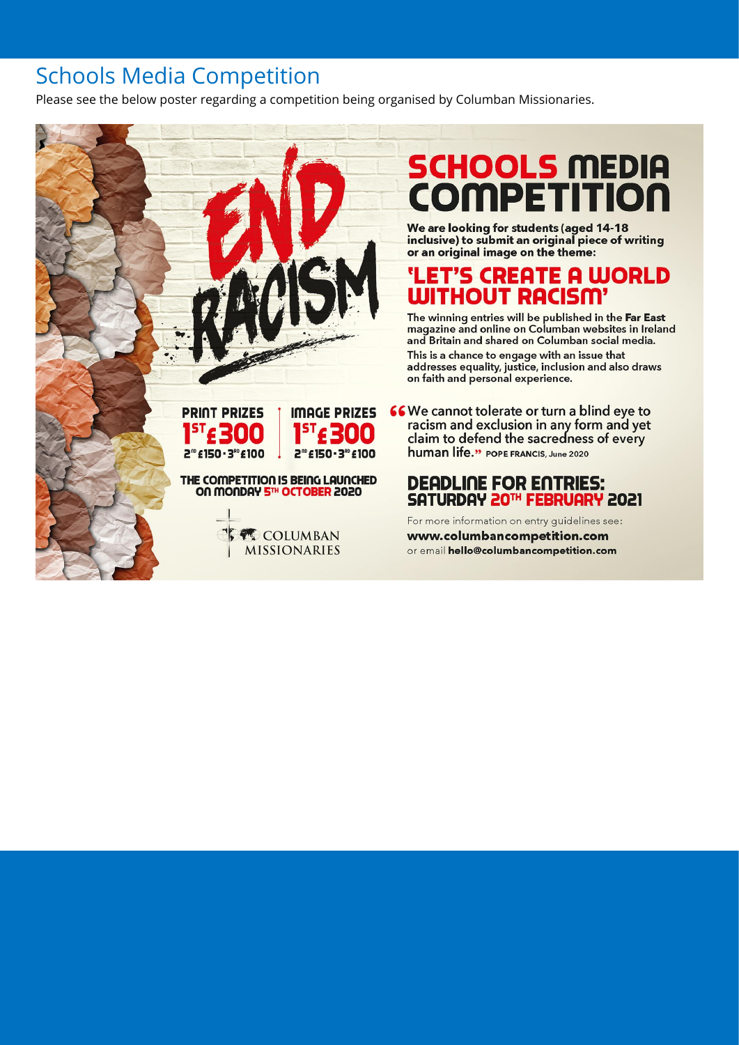# Schools Media Competition

Please see the below poster regarding a competition being organised by Columban Missionaries.

END RACISM

## SCHOOLS MEDIA COMPETITION

**We are looking for students (aged 14-18 inclusive) to submit an original piece of writing or an original image on the theme:**

### 'LET'S CREATE A WORLD WITHOUT RACISM'

**The winning entries will be published in the Far East magazine and online on Columban websites in Ireland and Britain and shared on Columban social media.**

**This is a chance to engage with an issue that addresses equality, justice, inclusion and also draws on faith and personal experience.**

**PRINT PRIZES**
1ST £300
2ND £150 · 3RD £100

**IMAGE PRIZES**
1ST £300
2ND £150 · 3RD £100

"We cannot tolerate or turn a blind eye to racism and exclusion in any form and yet claim to defend the sacredness of every human life." POPE FRANCIS, June 2020

**THE COMPETITION IS BEING LAUNCHED ON MONDAY 5TH OCTOBER 2020**

### DEADLINE FOR ENTRIES: SATURDAY 20TH FEBRUARY 2021

For more information on entry guidelines see:
**www.columbancompetition.com**
or email **hello@columbancompetition.com**

COLUMBAN MISSIONARIES